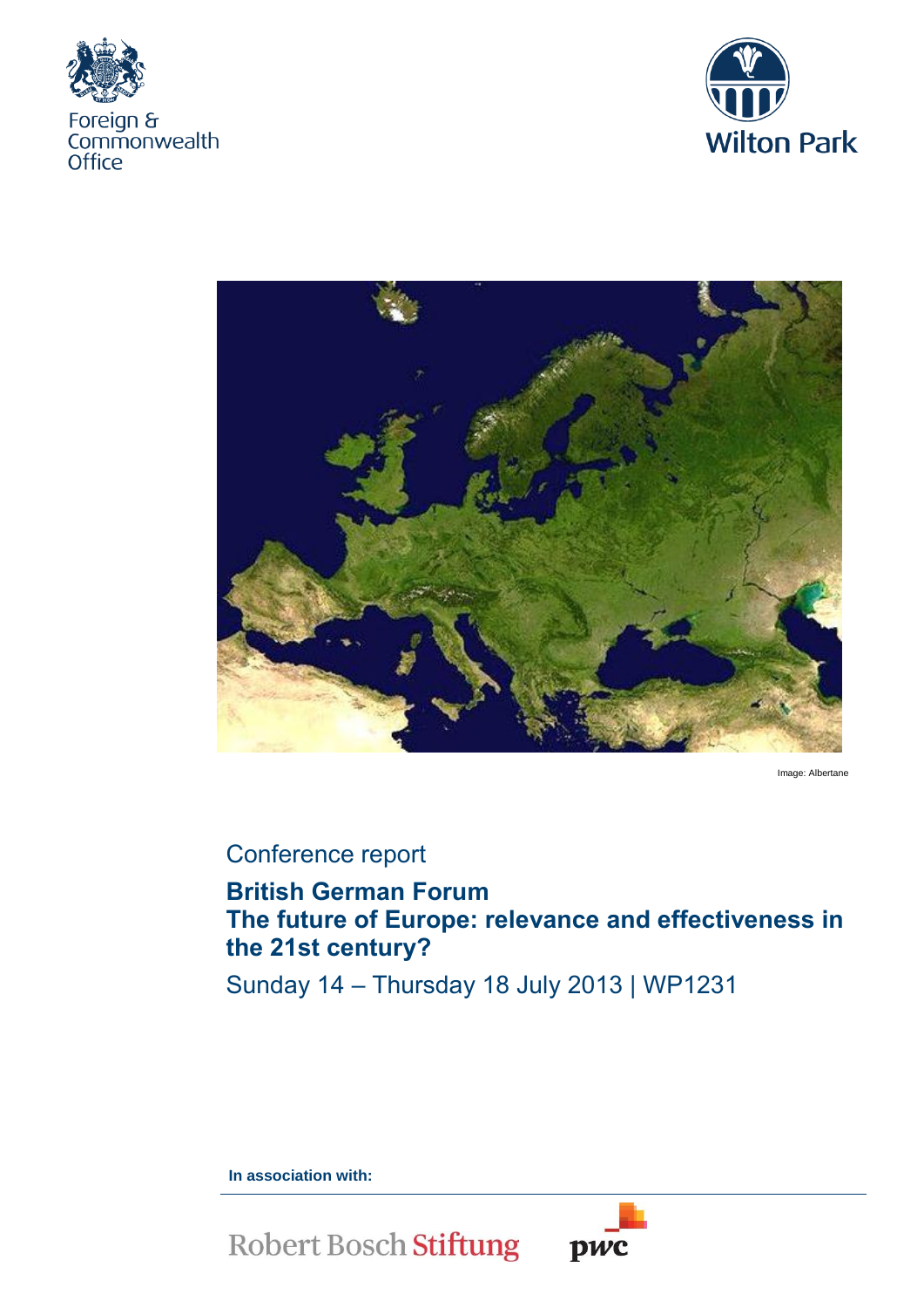Foreign & Commonwealth Office

Wilton Park

Image: Albertane

Conference report

# British German Forum
# The future of Europe: relevance and effectiveness in the 21st century?

Sunday 14 – Thursday 18 July 2013 | WP1231

**In association with:**

Robert Bosch Stiftung

pwc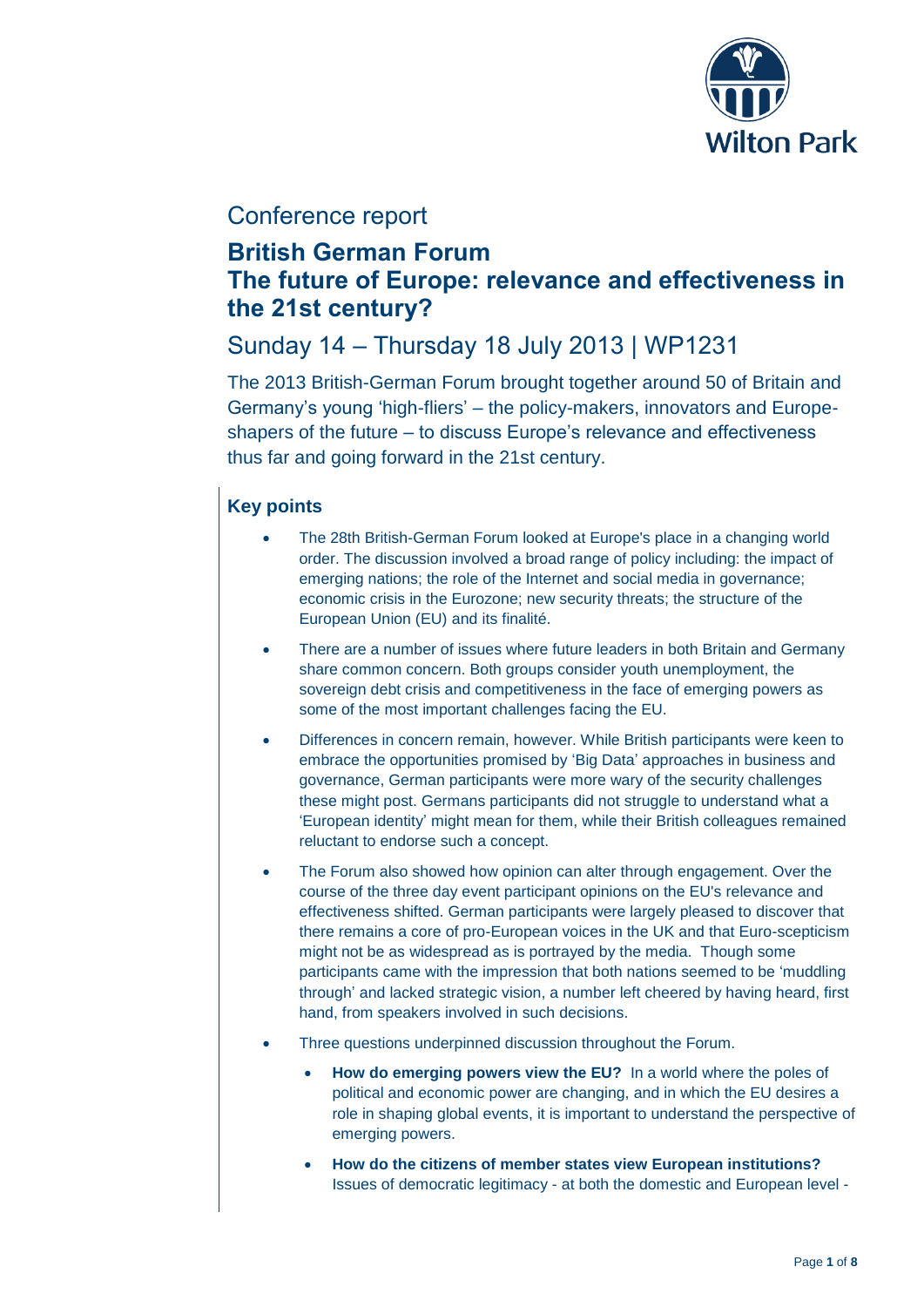Conference report

# British German Forum
# The future of Europe: relevance and effectiveness in the 21st century?

## Sunday 14 – Thursday 18 July 2013 | WP1231

The 2013 British-German Forum brought together around 50 of Britain and Germany's young 'high-fliers' – the policy-makers, innovators and Europe-shapers of the future – to discuss Europe's relevance and effectiveness thus far and going forward in the 21st century.

### Key points

- The 28th British-German Forum looked at Europe's place in a changing world order. The discussion involved a broad range of policy including: the impact of emerging nations; the role of the Internet and social media in governance; economic crisis in the Eurozone; new security threats; the structure of the European Union (EU) and its finalité.
- There are a number of issues where future leaders in both Britain and Germany share common concern. Both groups consider youth unemployment, the sovereign debt crisis and competitiveness in the face of emerging powers as some of the most important challenges facing the EU.
- Differences in concern remain, however. While British participants were keen to embrace the opportunities promised by 'Big Data' approaches in business and governance, German participants were more wary of the security challenges these might post. Germans participants did not struggle to understand what a 'European identity' might mean for them, while their British colleagues remained reluctant to endorse such a concept.
- The Forum also showed how opinion can alter through engagement. Over the course of the three day event participant opinions on the EU's relevance and effectiveness shifted. German participants were largely pleased to discover that there remains a core of pro-European voices in the UK and that Euro-scepticism might not be as widespread as is portrayed by the media. Though some participants came with the impression that both nations seemed to be 'muddling through' and lacked strategic vision, a number left cheered by having heard, first hand, from speakers involved in such decisions.
- Three questions underpinned discussion throughout the Forum.
  - **How do emerging powers view the EU?** In a world where the poles of political and economic power are changing, and in which the EU desires a role in shaping global events, it is important to understand the perspective of emerging powers.
  - **How do the citizens of member states view European institutions?** Issues of democratic legitimacy - at both the domestic and European level -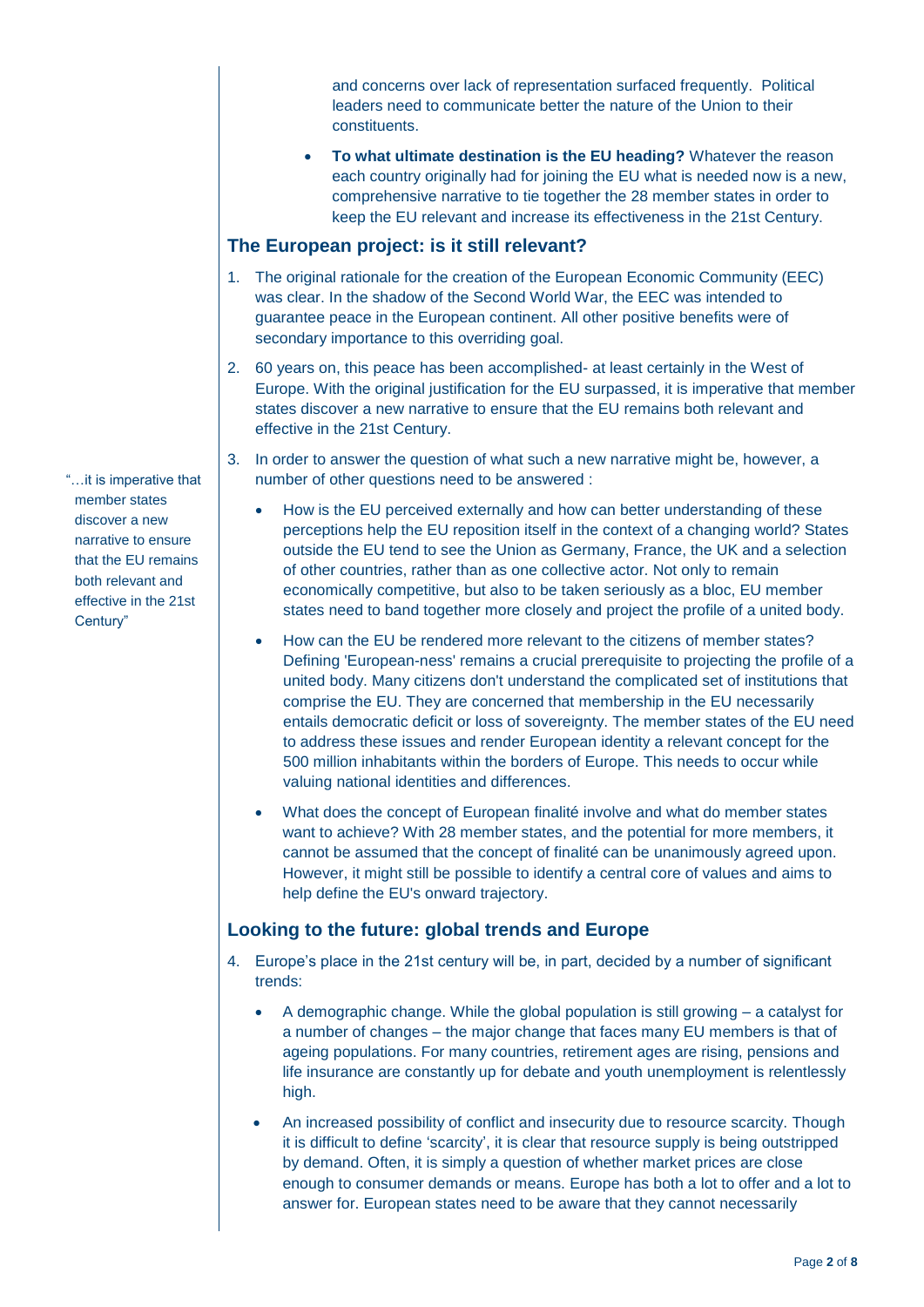and concerns over lack of representation surfaced frequently. Political leaders need to communicate better the nature of the Union to their constituents.

- **To what ultimate destination is the EU heading?** Whatever the reason each country originally had for joining the EU what is needed now is a new, comprehensive narrative to tie together the 28 member states in order to keep the EU relevant and increase its effectiveness in the 21st Century.

## The European project: is it still relevant?

1. The original rationale for the creation of the European Economic Community (EEC) was clear. In the shadow of the Second World War, the EEC was intended to guarantee peace in the European continent. All other positive benefits were of secondary importance to this overriding goal.

2. 60 years on, this peace has been accomplished- at least certainly in the West of Europe. With the original justification for the EU surpassed, it is imperative that member states discover a new narrative to ensure that the EU remains both relevant and effective in the 21st Century.

3. In order to answer the question of what such a new narrative might be, however, a number of other questions need to be answered :

   - How is the EU perceived externally and how can better understanding of these perceptions help the EU reposition itself in the context of a changing world? States outside the EU tend to see the Union as Germany, France, the UK and a selection of other countries, rather than as one collective actor. Not only to remain economically competitive, but also to be taken seriously as a bloc, EU member states need to band together more closely and project the profile of a united body.

   - How can the EU be rendered more relevant to the citizens of member states? Defining 'European-ness' remains a crucial prerequisite to projecting the profile of a united body. Many citizens don't understand the complicated set of institutions that comprise the EU. They are concerned that membership in the EU necessarily entails democratic deficit or loss of sovereignty. The member states of the EU need to address these issues and render European identity a relevant concept for the 500 million inhabitants within the borders of Europe. This needs to occur while valuing national identities and differences.

   - What does the concept of European finalité involve and what do member states want to achieve? With 28 member states, and the potential for more members, it cannot be assumed that the concept of finalité can be unanimously agreed upon. However, it might still be possible to identify a central core of values and aims to help define the EU's onward trajectory.

"…it is imperative that member states discover a new narrative to ensure that the EU remains both relevant and effective in the 21st Century"

## Looking to the future: global trends and Europe

4. Europe's place in the 21st century will be, in part, decided by a number of significant trends:

   - A demographic change. While the global population is still growing – a catalyst for a number of changes – the major change that faces many EU members is that of ageing populations. For many countries, retirement ages are rising, pensions and life insurance are constantly up for debate and youth unemployment is relentlessly high.

   - An increased possibility of conflict and insecurity due to resource scarcity. Though it is difficult to define 'scarcity', it is clear that resource supply is being outstripped by demand. Often, it is simply a question of whether market prices are close enough to consumer demands or means. Europe has both a lot to offer and a lot to answer for. European states need to be aware that they cannot necessarily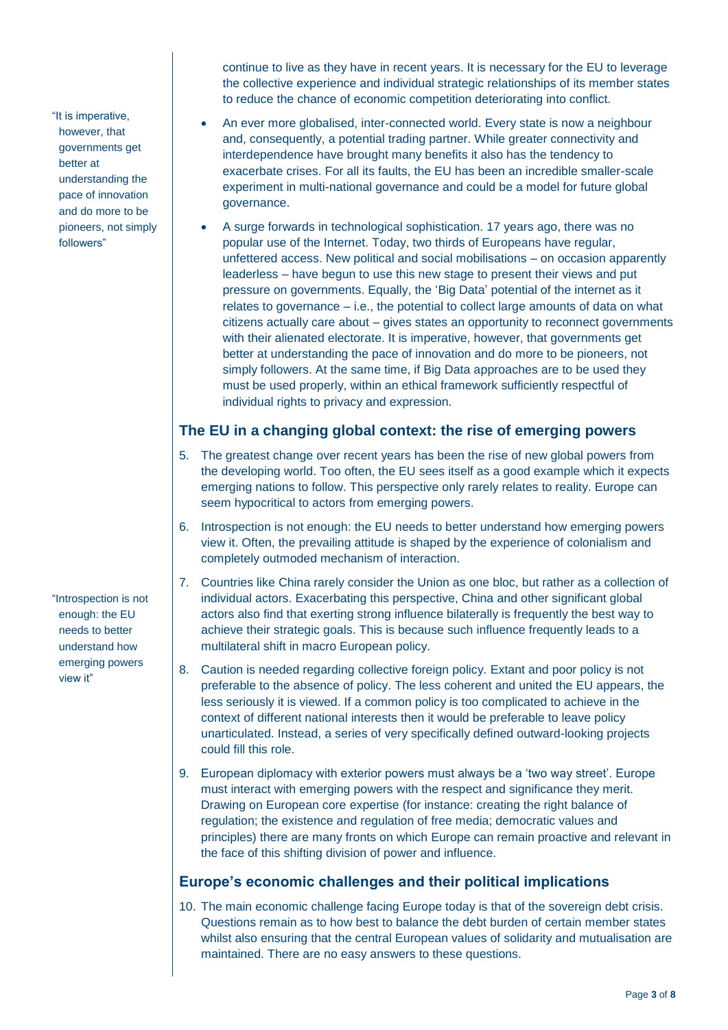continue to live as they have in recent years. It is necessary for the EU to leverage the collective experience and individual strategic relationships of its member states to reduce the chance of economic competition deteriorating into conflict.

- An ever more globalised, inter-connected world. Every state is now a neighbour and, consequently, a potential trading partner. While greater connectivity and interdependence have brought many benefits it also has the tendency to exacerbate crises. For all its faults, the EU has been an incredible smaller-scale experiment in multi-national governance and could be a model for future global governance.
- A surge forwards in technological sophistication. 17 years ago, there was no popular use of the Internet. Today, two thirds of Europeans have regular, unfettered access. New political and social mobilisations – on occasion apparently leaderless – have begun to use this new stage to present their views and put pressure on governments. Equally, the 'Big Data' potential of the internet as it relates to governance – i.e., the potential to collect large amounts of data on what citizens actually care about – gives states an opportunity to reconnect governments with their alienated electorate. It is imperative, however, that governments get better at understanding the pace of innovation and do more to be pioneers, not simply followers. At the same time, if Big Data approaches are to be used they must be used properly, within an ethical framework sufficiently respectful of individual rights to privacy and expression.

> "It is imperative, however, that governments get better at understanding the pace of innovation and do more to be pioneers, not simply followers"

## The EU in a changing global context: the rise of emerging powers

5. The greatest change over recent years has been the rise of new global powers from the developing world. Too often, the EU sees itself as a good example which it expects emerging nations to follow. This perspective only rarely relates to reality. Europe can seem hypocritical to actors from emerging powers.
6. Introspection is not enough: the EU needs to better understand how emerging powers view it. Often, the prevailing attitude is shaped by the experience of colonialism and completely outmoded mechanism of interaction.
7. Countries like China rarely consider the Union as one bloc, but rather as a collection of individual actors. Exacerbating this perspective, China and other significant global actors also find that exerting strong influence bilaterally is frequently the best way to achieve their strategic goals. This is because such influence frequently leads to a multilateral shift in macro European policy.
8. Caution is needed regarding collective foreign policy. Extant and poor policy is not preferable to the absence of policy. The less coherent and united the EU appears, the less seriously it is viewed. If a common policy is too complicated to achieve in the context of different national interests then it would be preferable to leave policy unarticulated. Instead, a series of very specifically defined outward-looking projects could fill this role.
9. European diplomacy with exterior powers must always be a 'two way street'. Europe must interact with emerging powers with the respect and significance they merit. Drawing on European core expertise (for instance: creating the right balance of regulation; the existence and regulation of free media; democratic values and principles) there are many fronts on which Europe can remain proactive and relevant in the face of this shifting division of power and influence.

> "Introspection is not enough: the EU needs to better understand how emerging powers view it"

## Europe's economic challenges and their political implications

10. The main economic challenge facing Europe today is that of the sovereign debt crisis. Questions remain as to how best to balance the debt burden of certain member states whilst also ensuring that the central European values of solidarity and mutualisation are maintained. There are no easy answers to these questions.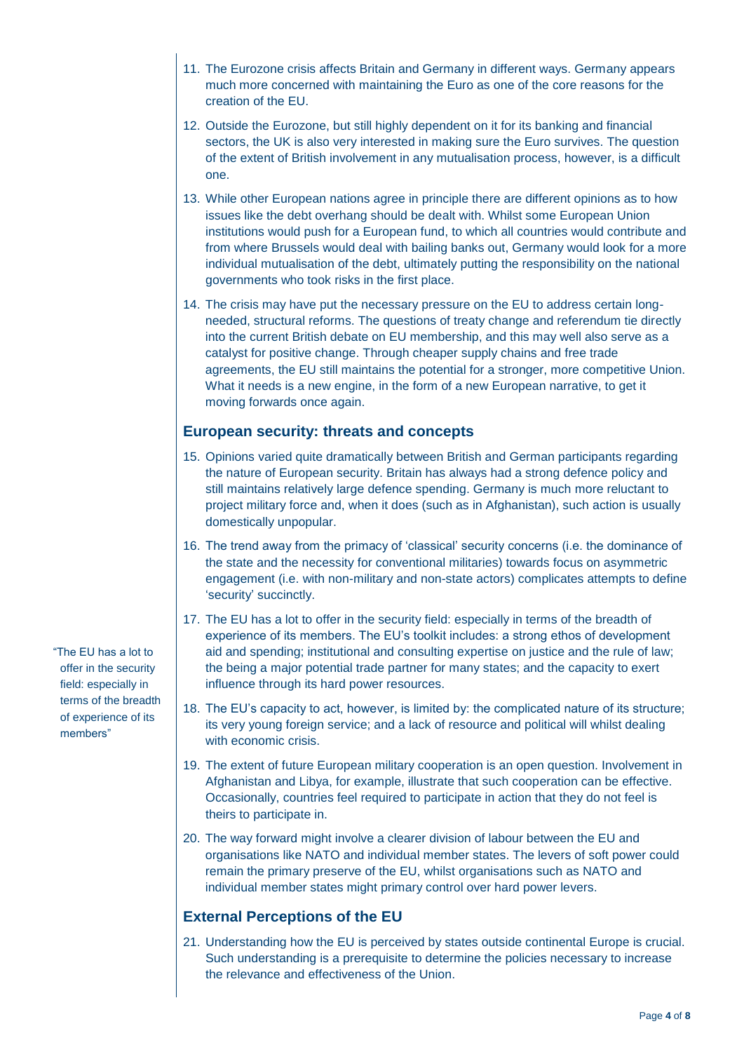11. The Eurozone crisis affects Britain and Germany in different ways. Germany appears much more concerned with maintaining the Euro as one of the core reasons for the creation of the EU.

12. Outside the Eurozone, but still highly dependent on it for its banking and financial sectors, the UK is also very interested in making sure the Euro survives. The question of the extent of British involvement in any mutualisation process, however, is a difficult one.

13. While other European nations agree in principle there are different opinions as to how issues like the debt overhang should be dealt with. Whilst some European Union institutions would push for a European fund, to which all countries would contribute and from where Brussels would deal with bailing banks out, Germany would look for a more individual mutualisation of the debt, ultimately putting the responsibility on the national governments who took risks in the first place.

14. The crisis may have put the necessary pressure on the EU to address certain long-needed, structural reforms. The questions of treaty change and referendum tie directly into the current British debate on EU membership, and this may well also serve as a catalyst for positive change. Through cheaper supply chains and free trade agreements, the EU still maintains the potential for a stronger, more competitive Union. What it needs is a new engine, in the form of a new European narrative, to get it moving forwards once again.

## European security: threats and concepts

15. Opinions varied quite dramatically between British and German participants regarding the nature of European security. Britain has always had a strong defence policy and still maintains relatively large defence spending. Germany is much more reluctant to project military force and, when it does (such as in Afghanistan), such action is usually domestically unpopular.

16. The trend away from the primacy of 'classical' security concerns (i.e. the dominance of the state and the necessity for conventional militaries) towards focus on asymmetric engagement (i.e. with non-military and non-state actors) complicates attempts to define 'security' succinctly.

17. The EU has a lot to offer in the security field: especially in terms of the breadth of experience of its members. The EU's toolkit includes: a strong ethos of development aid and spending; institutional and consulting expertise on justice and the rule of law; the being a major potential trade partner for many states; and the capacity to exert influence through its hard power resources.

"The EU has a lot to offer in the security field: especially in terms of the breadth of experience of its members"

18. The EU's capacity to act, however, is limited by: the complicated nature of its structure; its very young foreign service; and a lack of resource and political will whilst dealing with economic crisis.

19. The extent of future European military cooperation is an open question. Involvement in Afghanistan and Libya, for example, illustrate that such cooperation can be effective. Occasionally, countries feel required to participate in action that they do not feel is theirs to participate in.

20. The way forward might involve a clearer division of labour between the EU and organisations like NATO and individual member states. The levers of soft power could remain the primary preserve of the EU, whilst organisations such as NATO and individual member states might primary control over hard power levers.

## External Perceptions of the EU

21. Understanding how the EU is perceived by states outside continental Europe is crucial. Such understanding is a prerequisite to determine the policies necessary to increase the relevance and effectiveness of the Union.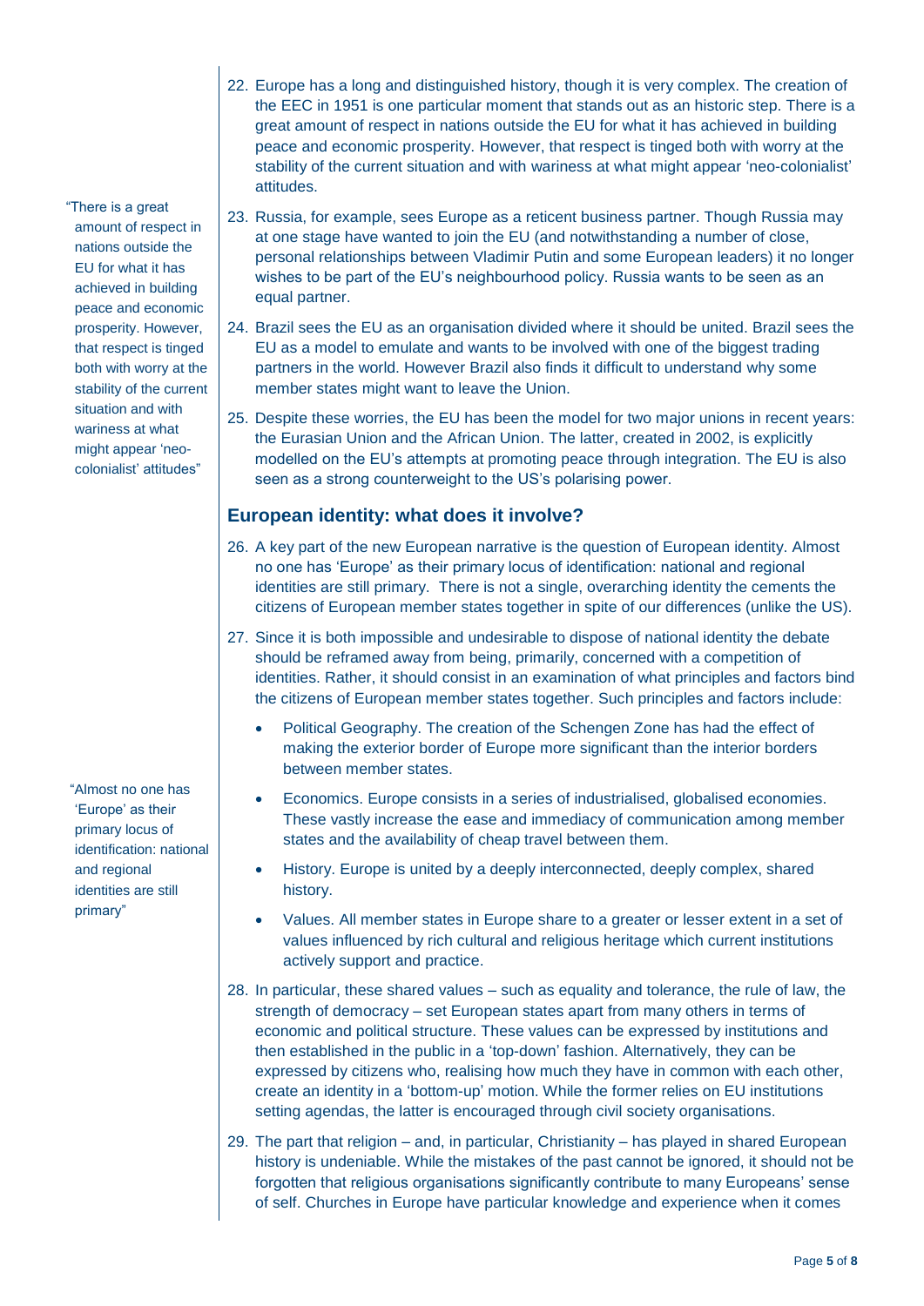22. Europe has a long and distinguished history, though it is very complex. The creation of the EEC in 1951 is one particular moment that stands out as an historic step. There is a great amount of respect in nations outside the EU for what it has achieved in building peace and economic prosperity. However, that respect is tinged both with worry at the stability of the current situation and with wariness at what might appear 'neo-colonialist' attitudes.

> "There is a great amount of respect in nations outside the EU for what it has achieved in building peace and economic prosperity. However, that respect is tinged both with worry at the stability of the current situation and with wariness at what might appear 'neo-colonialist' attitudes"

23. Russia, for example, sees Europe as a reticent business partner. Though Russia may at one stage have wanted to join the EU (and notwithstanding a number of close, personal relationships between Vladimir Putin and some European leaders) it no longer wishes to be part of the EU's neighbourhood policy. Russia wants to be seen as an equal partner.

24. Brazil sees the EU as an organisation divided where it should be united. Brazil sees the EU as a model to emulate and wants to be involved with one of the biggest trading partners in the world. However Brazil also finds it difficult to understand why some member states might want to leave the Union.

25. Despite these worries, the EU has been the model for two major unions in recent years: the Eurasian Union and the African Union. The latter, created in 2002, is explicitly modelled on the EU's attempts at promoting peace through integration. The EU is also seen as a strong counterweight to the US's polarising power.

## European identity: what does it involve?

26. A key part of the new European narrative is the question of European identity. Almost no one has 'Europe' as their primary locus of identification: national and regional identities are still primary. There is not a single, overarching identity the cements the citizens of European member states together in spite of our differences (unlike the US).

> "Almost no one has 'Europe' as their primary locus of identification: national and regional identities are still primary"

27. Since it is both impossible and undesirable to dispose of national identity the debate should be reframed away from being, primarily, concerned with a competition of identities. Rather, it should consist in an examination of what principles and factors bind the citizens of European member states together. Such principles and factors include:

    - Political Geography. The creation of the Schengen Zone has had the effect of making the exterior border of Europe more significant than the interior borders between member states.
    - Economics. Europe consists in a series of industrialised, globalised economies. These vastly increase the ease and immediacy of communication among member states and the availability of cheap travel between them.
    - History. Europe is united by a deeply interconnected, deeply complex, shared history.
    - Values. All member states in Europe share to a greater or lesser extent in a set of values influenced by rich cultural and religious heritage which current institutions actively support and practice.

28. In particular, these shared values – such as equality and tolerance, the rule of law, the strength of democracy – set European states apart from many others in terms of economic and political structure. These values can be expressed by institutions and then established in the public in a 'top-down' fashion. Alternatively, they can be expressed by citizens who, realising how much they have in common with each other, create an identity in a 'bottom-up' motion. While the former relies on EU institutions setting agendas, the latter is encouraged through civil society organisations.

29. The part that religion – and, in particular, Christianity – has played in shared European history is undeniable. While the mistakes of the past cannot be ignored, it should not be forgotten that religious organisations significantly contribute to many Europeans' sense of self. Churches in Europe have particular knowledge and experience when it comes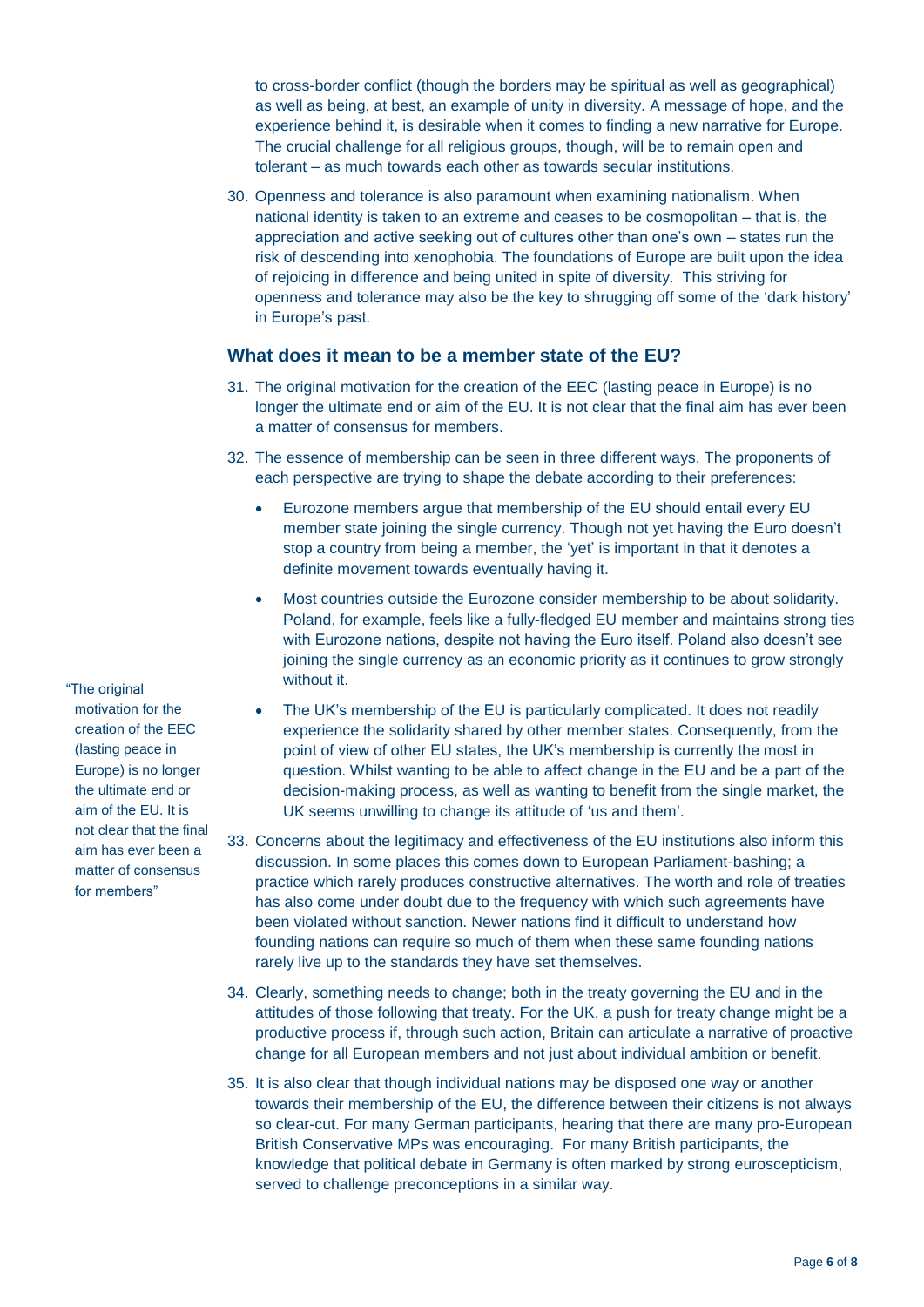to cross-border conflict (though the borders may be spiritual as well as geographical) as well as being, at best, an example of unity in diversity. A message of hope, and the experience behind it, is desirable when it comes to finding a new narrative for Europe. The crucial challenge for all religious groups, though, will be to remain open and tolerant – as much towards each other as towards secular institutions.

30. Openness and tolerance is also paramount when examining nationalism. When national identity is taken to an extreme and ceases to be cosmopolitan – that is, the appreciation and active seeking out of cultures other than one's own – states run the risk of descending into xenophobia. The foundations of Europe are built upon the idea of rejoicing in difference and being united in spite of diversity. This striving for openness and tolerance may also be the key to shrugging off some of the 'dark history' in Europe's past.

## What does it mean to be a member state of the EU?

31. The original motivation for the creation of the EEC (lasting peace in Europe) is no longer the ultimate end or aim of the EU. It is not clear that the final aim has ever been a matter of consensus for members.

32. The essence of membership can be seen in three different ways. The proponents of each perspective are trying to shape the debate according to their preferences:

    - Eurozone members argue that membership of the EU should entail every EU member state joining the single currency. Though not yet having the Euro doesn't stop a country from being a member, the 'yet' is important in that it denotes a definite movement towards eventually having it.
    - Most countries outside the Eurozone consider membership to be about solidarity. Poland, for example, feels like a fully-fledged EU member and maintains strong ties with Eurozone nations, despite not having the Euro itself. Poland also doesn't see joining the single currency as an economic priority as it continues to grow strongly without it.
    - The UK's membership of the EU is particularly complicated. It does not readily experience the solidarity shared by other member states. Consequently, from the point of view of other EU states, the UK's membership is currently the most in question. Whilst wanting to be able to affect change in the EU and be a part of the decision-making process, as well as wanting to benefit from the single market, the UK seems unwilling to change its attitude of 'us and them'.

> "The original motivation for the creation of the EEC (lasting peace in Europe) is no longer the ultimate end or aim of the EU. It is not clear that the final aim has ever been a matter of consensus for members"

33. Concerns about the legitimacy and effectiveness of the EU institutions also inform this discussion. In some places this comes down to European Parliament-bashing; a practice which rarely produces constructive alternatives. The worth and role of treaties has also come under doubt due to the frequency with which such agreements have been violated without sanction. Newer nations find it difficult to understand how founding nations can require so much of them when these same founding nations rarely live up to the standards they have set themselves.

34. Clearly, something needs to change; both in the treaty governing the EU and in the attitudes of those following that treaty. For the UK, a push for treaty change might be a productive process if, through such action, Britain can articulate a narrative of proactive change for all European members and not just about individual ambition or benefit.

35. It is also clear that though individual nations may be disposed one way or another towards their membership of the EU, the difference between their citizens is not always so clear-cut. For many German participants, hearing that there are many pro-European British Conservative MPs was encouraging. For many British participants, the knowledge that political debate in Germany is often marked by strong euroscepticism, served to challenge preconceptions in a similar way.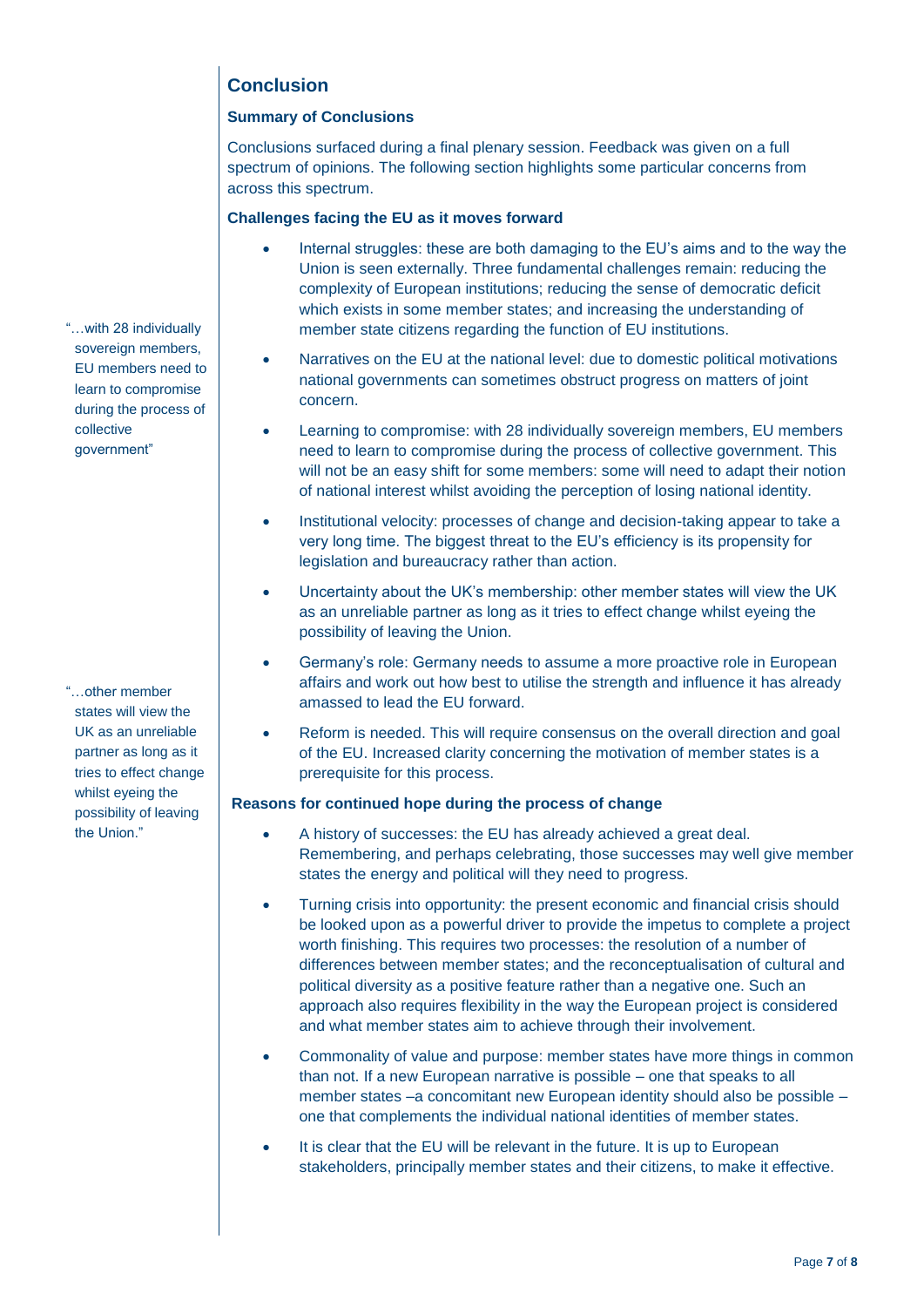## Conclusion

### Summary of Conclusions

Conclusions surfaced during a final plenary session. Feedback was given on a full spectrum of opinions. The following section highlights some particular concerns from across this spectrum.

### Challenges facing the EU as it moves forward

- Internal struggles: these are both damaging to the EU's aims and to the way the Union is seen externally. Three fundamental challenges remain: reducing the complexity of European institutions; reducing the sense of democratic deficit which exists in some member states; and increasing the understanding of member state citizens regarding the function of EU institutions.
- Narratives on the EU at the national level: due to domestic political motivations national governments can sometimes obstruct progress on matters of joint concern.
- Learning to compromise: with 28 individually sovereign members, EU members need to learn to compromise during the process of collective government. This will not be an easy shift for some members: some will need to adapt their notion of national interest whilst avoiding the perception of losing national identity.
- Institutional velocity: processes of change and decision-taking appear to take a very long time. The biggest threat to the EU's efficiency is its propensity for legislation and bureaucracy rather than action.
- Uncertainty about the UK's membership: other member states will view the UK as an unreliable partner as long as it tries to effect change whilst eyeing the possibility of leaving the Union.
- Germany's role: Germany needs to assume a more proactive role in European affairs and work out how best to utilise the strength and influence it has already amassed to lead the EU forward.
- Reform is needed. This will require consensus on the overall direction and goal of the EU. Increased clarity concerning the motivation of member states is a prerequisite for this process.

### Reasons for continued hope during the process of change

- A history of successes: the EU has already achieved a great deal. Remembering, and perhaps celebrating, those successes may well give member states the energy and political will they need to progress.
- Turning crisis into opportunity: the present economic and financial crisis should be looked upon as a powerful driver to provide the impetus to complete a project worth finishing. This requires two processes: the resolution of a number of differences between member states; and the reconceptualisation of cultural and political diversity as a positive feature rather than a negative one. Such an approach also requires flexibility in the way the European project is considered and what member states aim to achieve through their involvement.
- Commonality of value and purpose: member states have more things in common than not. If a new European narrative is possible – one that speaks to all member states –a concomitant new European identity should also be possible – one that complements the individual national identities of member states.
- It is clear that the EU will be relevant in the future. It is up to European stakeholders, principally member states and their citizens, to make it effective.

"…with 28 individually sovereign members, EU members need to learn to compromise during the process of collective government"

"…other member states will view the UK as an unreliable partner as long as it tries to effect change whilst eyeing the possibility of leaving the Union."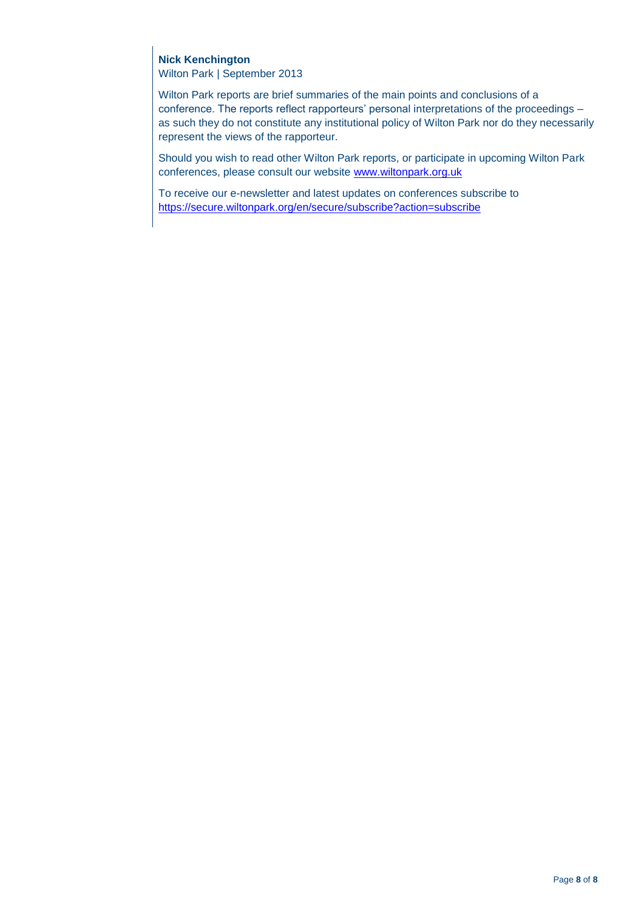**Nick Kenchington**

Wilton Park | September 2013

Wilton Park reports are brief summaries of the main points and conclusions of a conference. The reports reflect rapporteurs' personal interpretations of the proceedings – as such they do not constitute any institutional policy of Wilton Park nor do they necessarily represent the views of the rapporteur.

Should you wish to read other Wilton Park reports, or participate in upcoming Wilton Park conferences, please consult our website [www.wiltonpark.org.uk](http://www.wiltonpark.org.uk)

To receive our e-newsletter and latest updates on conferences subscribe to [https://secure.wiltonpark.org/en/secure/subscribe?action=subscribe](https://secure.wiltonpark.org/en/secure/subscribe?action=subscribe)